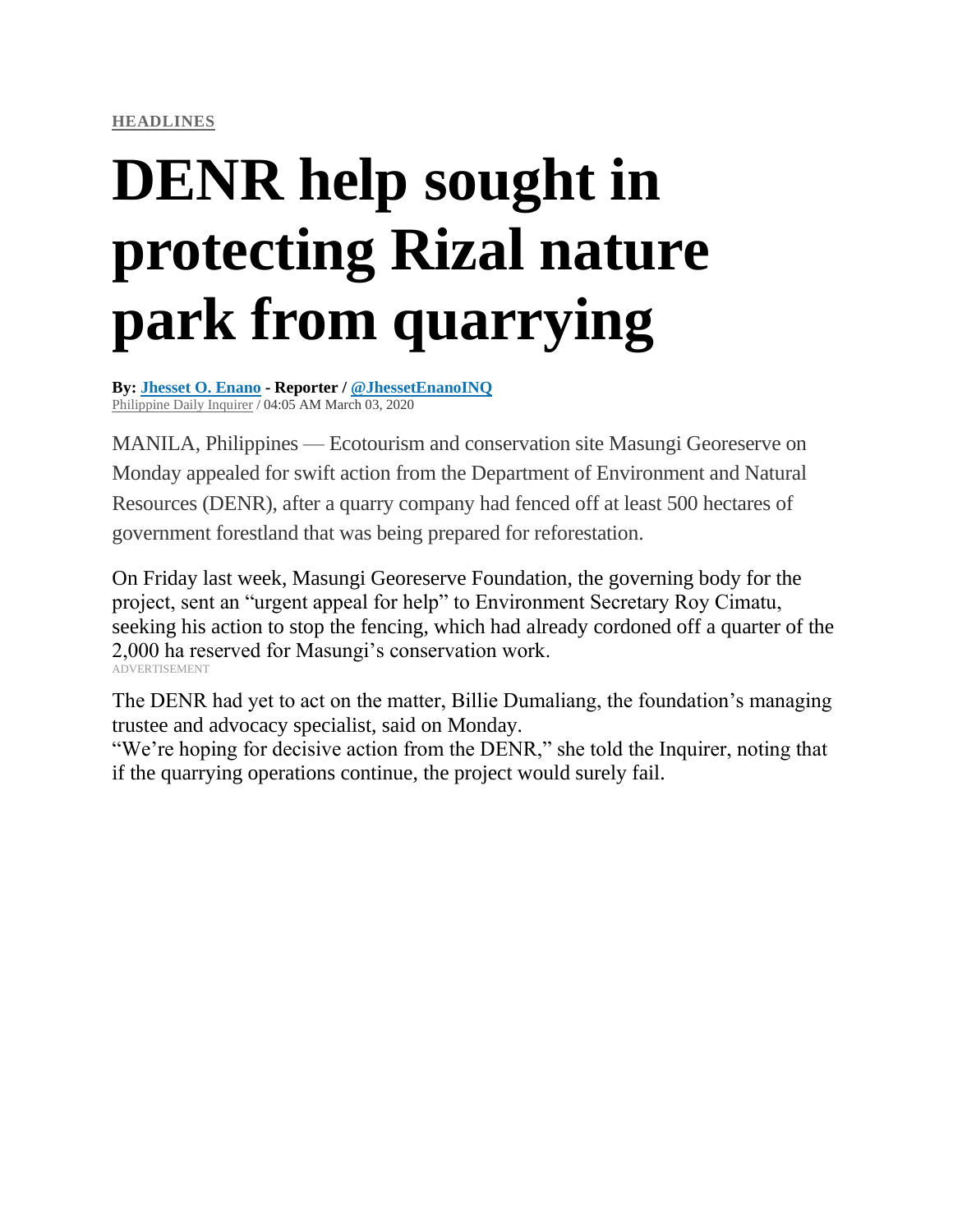**HEADLINES**

# DENR help sought in protecting Rizal nature park from quarrying

**By: Jhesset O. Enano - Reporter / @JhessetEnanoINQ**
Philippine Daily Inquirer / 04:05 AM March 03, 2020

MANILA, Philippines — Ecotourism and conservation site Masungi Georeserve on Monday appealed for swift action from the Department of Environment and Natural Resources (DENR), after a quarry company had fenced off at least 500 hectares of government forestland that was being prepared for reforestation.

On Friday last week, Masungi Georeserve Foundation, the governing body for the project, sent an "urgent appeal for help" to Environment Secretary Roy Cimatu, seeking his action to stop the fencing, which had already cordoned off a quarter of the 2,000 ha reserved for Masungi's conservation work.

ADVERTISEMENT

The DENR had yet to act on the matter, Billie Dumaliang, the foundation's managing trustee and advocacy specialist, said on Monday.

"We're hoping for decisive action from the DENR," she told the Inquirer, noting that if the quarrying operations continue, the project would surely fail.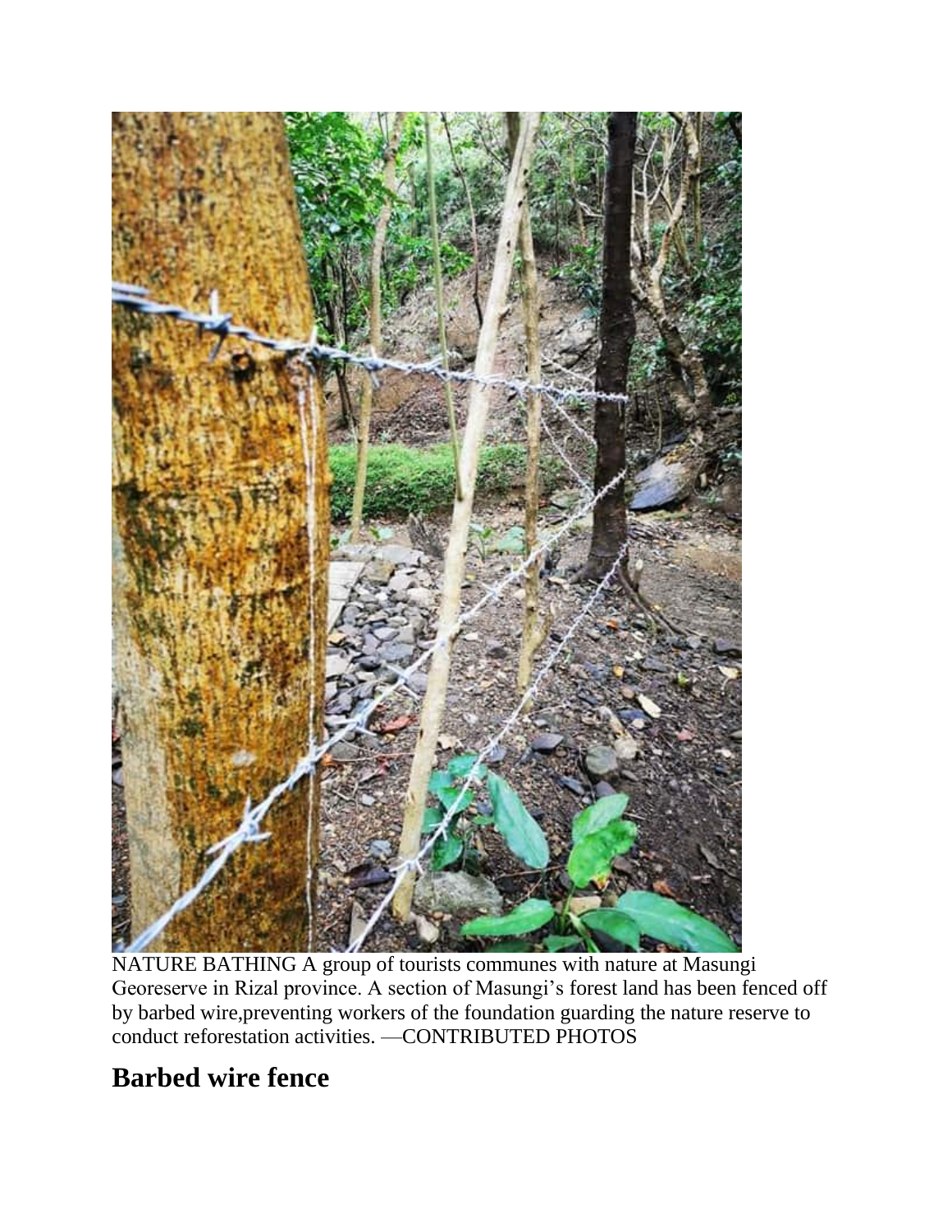NATURE BATHING A group of tourists communes with nature at Masungi Georeserve in Rizal province. A section of Masungi's forest land has been fenced off by barbed wire,preventing workers of the foundation guarding the nature reserve to conduct reforestation activities. —CONTRIBUTED PHOTOS

## Barbed wire fence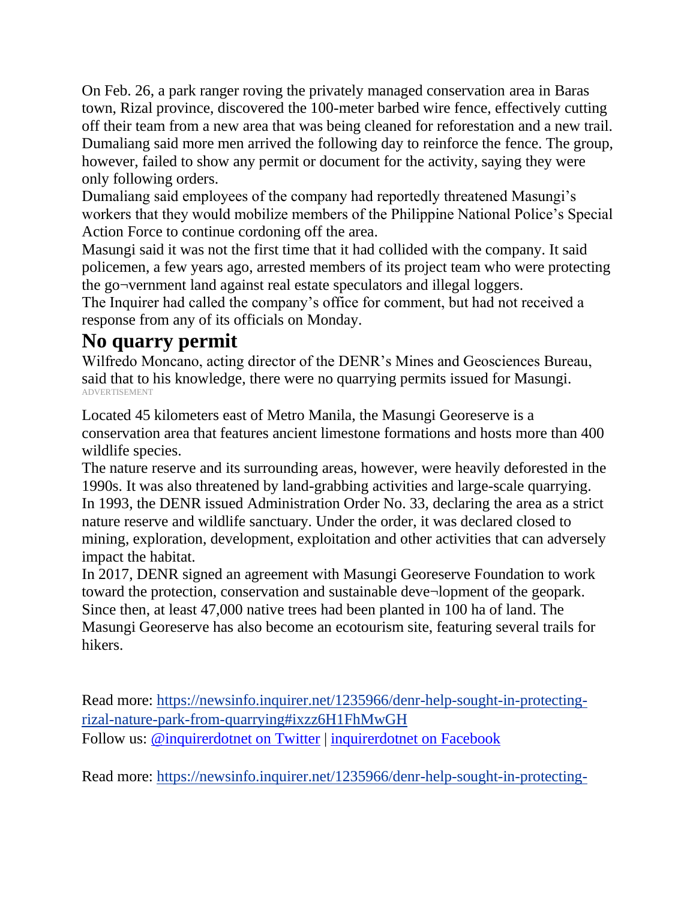On Feb. 26, a park ranger roving the privately managed conservation area in Baras town, Rizal province, discovered the 100-meter barbed wire fence, effectively cutting off their team from a new area that was being cleaned for reforestation and a new trail. Dumaliang said more men arrived the following day to reinforce the fence. The group, however, failed to show any permit or document for the activity, saying they were only following orders.

Dumaliang said employees of the company had reportedly threatened Masungi's workers that they would mobilize members of the Philippine National Police's Special Action Force to continue cordoning off the area.

Masungi said it was not the first time that it had collided with the company. It said policemen, a few years ago, arrested members of its project team who were protecting the go¬vernment land against real estate speculators and illegal loggers.

The Inquirer had called the company's office for comment, but had not received a response from any of its officials on Monday.

## No quarry permit

Wilfredo Moncano, acting director of the DENR's Mines and Geosciences Bureau, said that to his knowledge, there were no quarrying permits issued for Masungi.

ADVERTISEMENT

Located 45 kilometers east of Metro Manila, the Masungi Georeserve is a conservation area that features ancient limestone formations and hosts more than 400 wildlife species.

The nature reserve and its surrounding areas, however, were heavily deforested in the 1990s. It was also threatened by land-grabbing activities and large-scale quarrying.

In 1993, the DENR issued Administration Order No. 33, declaring the area as a strict nature reserve and wildlife sanctuary. Under the order, it was declared closed to mining, exploration, development, exploitation and other activities that can adversely impact the habitat.

In 2017, DENR signed an agreement with Masungi Georeserve Foundation to work toward the protection, conservation and sustainable deve¬lopment of the geopark. Since then, at least 47,000 native trees had been planted in 100 ha of land. The Masungi Georeserve has also become an ecotourism site, featuring several trails for hikers.

Read more: https://newsinfo.inquirer.net/1235966/denr-help-sought-in-protecting-rizal-nature-park-from-quarrying#ixzz6H1FhMwGH
Follow us: @inquirerdotnet on Twitter | inquirerdotnet on Facebook

Read more: https://newsinfo.inquirer.net/1235966/denr-help-sought-in-protecting-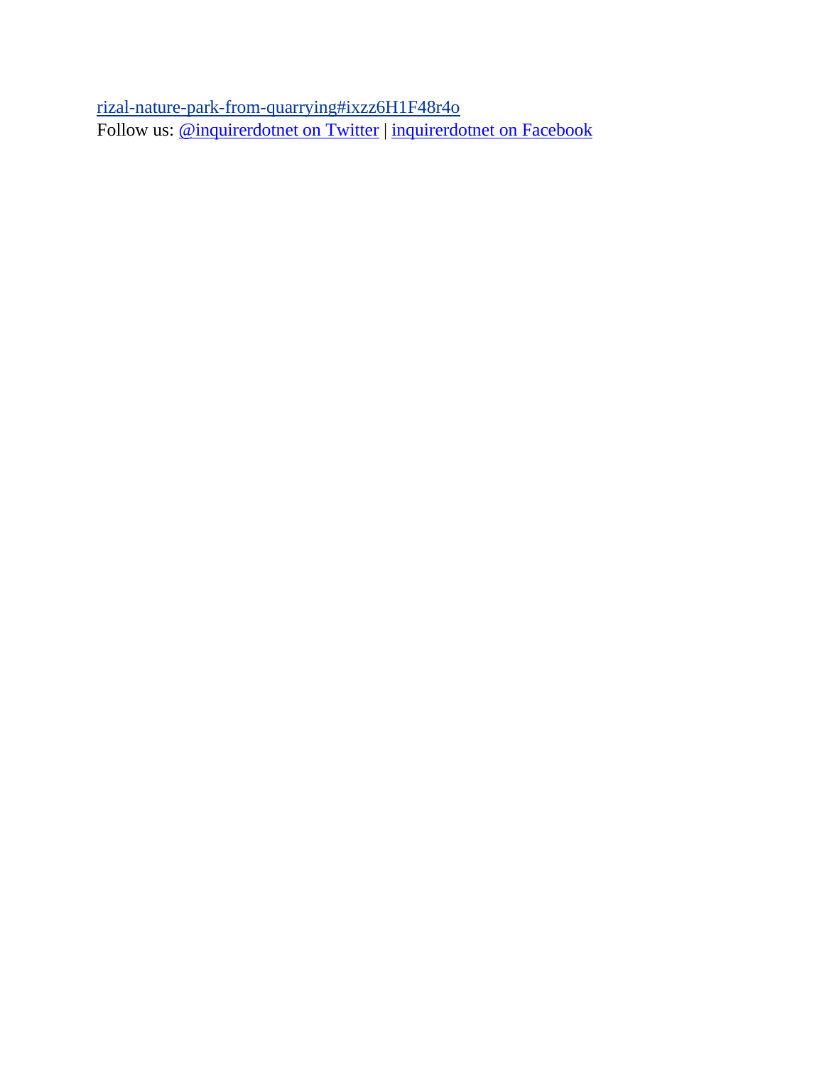rizal-nature-park-from-quarrying#ixzz6H1F48r4o
Follow us: @inquirerdotnet on Twitter | inquirerdotnet on Facebook